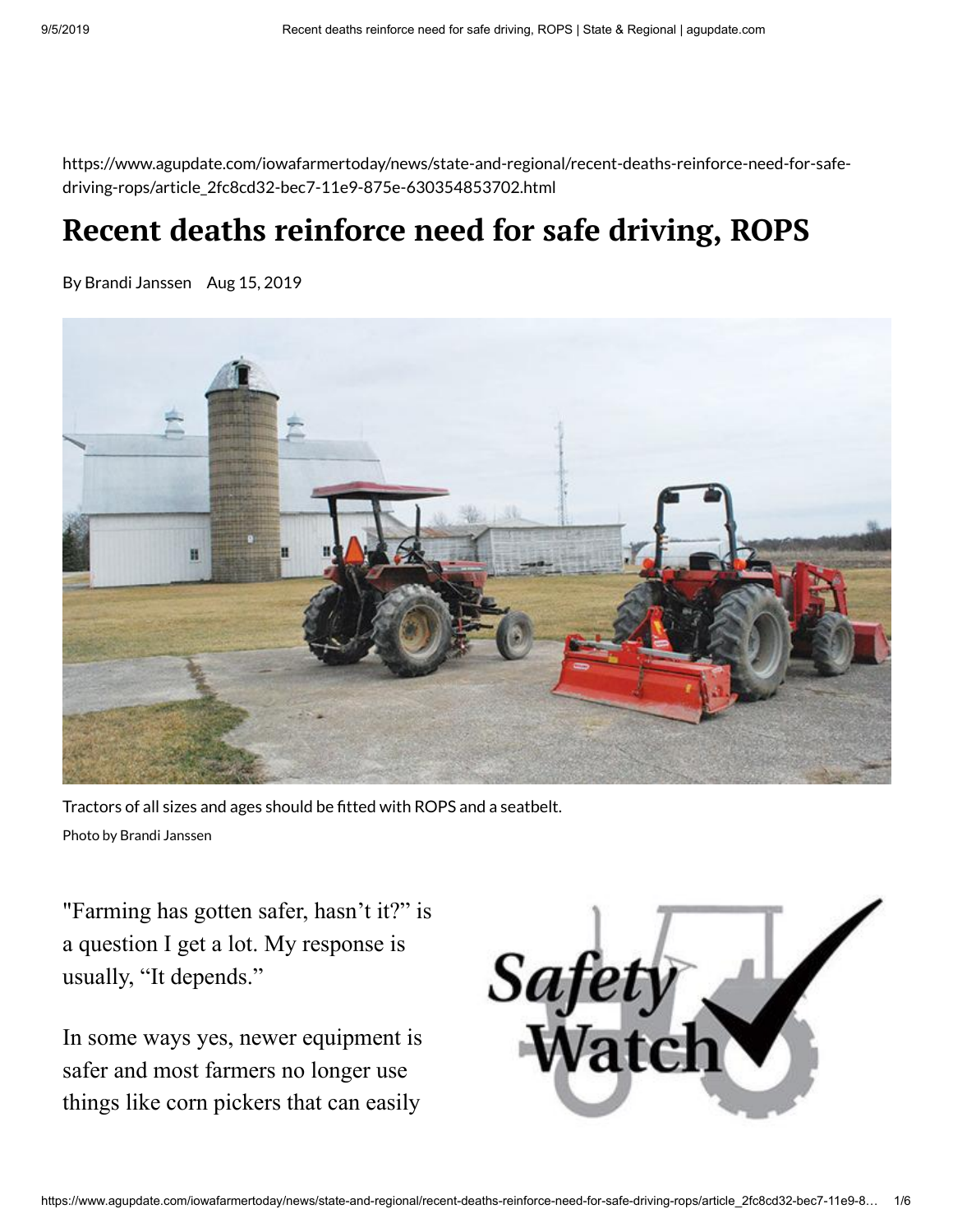https://www.agupdate.com/iowafarmertoday/news/state-and-regional/recent-deaths-reinforce-need-for-safe-driving-rops/article_2fc8cd32-bec7-11e9-875e-630354853702.html

# Recent deaths reinforce need for safe driving, ROPS

By Brandi Janssen   Aug 15, 2019

Tractors of all sizes and ages should be fitted with ROPS and a seatbelt.

Photo by Brandi Janssen

"Farming has gotten safer, hasn't it?" is a question I get a lot. My response is usually, "It depends."

In some ways yes, newer equipment is safer and most farmers no longer use things like corn pickers that can easily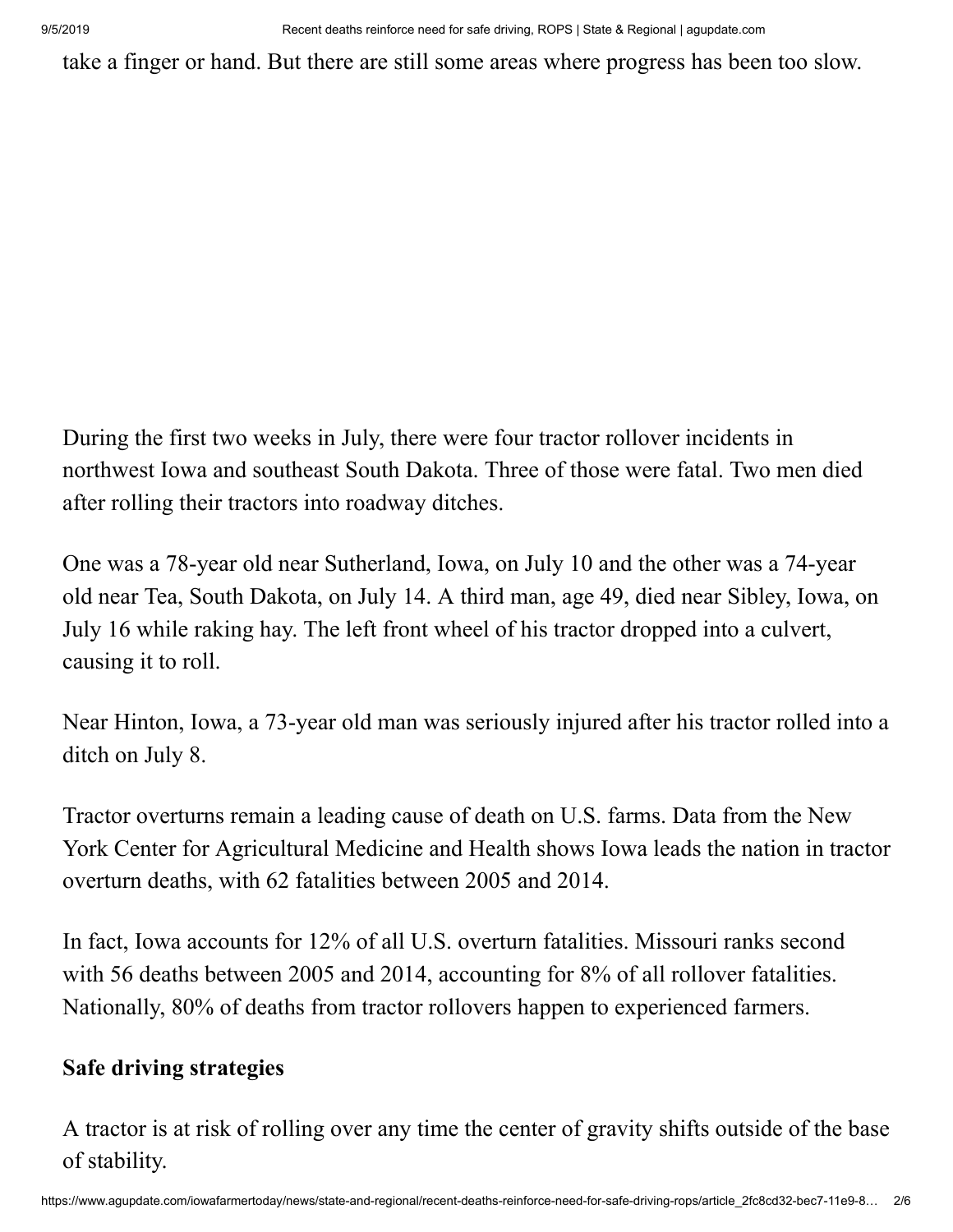take a finger or hand. But there are still some areas where progress has been too slow.

During the first two weeks in July, there were four tractor rollover incidents in northwest Iowa and southeast South Dakota. Three of those were fatal. Two men died after rolling their tractors into roadway ditches.

One was a 78-year old near Sutherland, Iowa, on July 10 and the other was a 74-year old near Tea, South Dakota, on July 14. A third man, age 49, died near Sibley, Iowa, on July 16 while raking hay. The left front wheel of his tractor dropped into a culvert, causing it to roll.

Near Hinton, Iowa, a 73-year old man was seriously injured after his tractor rolled into a ditch on July 8.

Tractor overturns remain a leading cause of death on U.S. farms. Data from the New York Center for Agricultural Medicine and Health shows Iowa leads the nation in tractor overturn deaths, with 62 fatalities between 2005 and 2014.

In fact, Iowa accounts for 12% of all U.S. overturn fatalities. Missouri ranks second with 56 deaths between 2005 and 2014, accounting for 8% of all rollover fatalities. Nationally, 80% of deaths from tractor rollovers happen to experienced farmers.

**Safe driving strategies**

A tractor is at risk of rolling over any time the center of gravity shifts outside of the base of stability.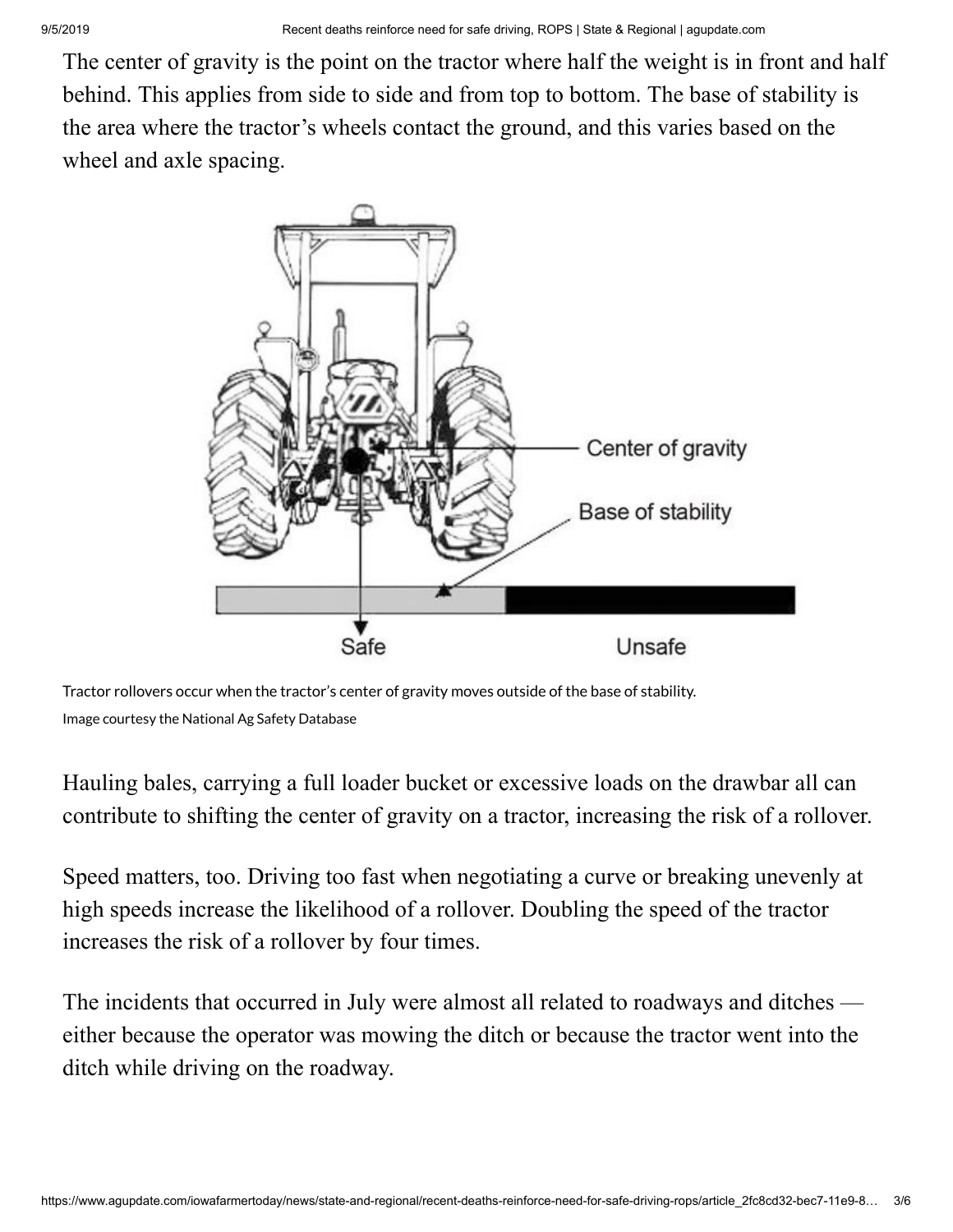The center of gravity is the point on the tractor where half the weight is in front and half behind. This applies from side to side and from top to bottom. The base of stability is the area where the tractor's wheels contact the ground, and this varies based on the wheel and axle spacing.

Tractor rollovers occur when the tractor's center of gravity moves outside of the base of stability.
Image courtesy the National Ag Safety Database

Hauling bales, carrying a full loader bucket or excessive loads on the drawbar all can contribute to shifting the center of gravity on a tractor, increasing the risk of a rollover.

Speed matters, too. Driving too fast when negotiating a curve or breaking unevenly at high speeds increase the likelihood of a rollover. Doubling the speed of the tractor increases the risk of a rollover by four times.

The incidents that occurred in July were almost all related to roadways and ditches — either because the operator was mowing the ditch or because the tractor went into the ditch while driving on the roadway.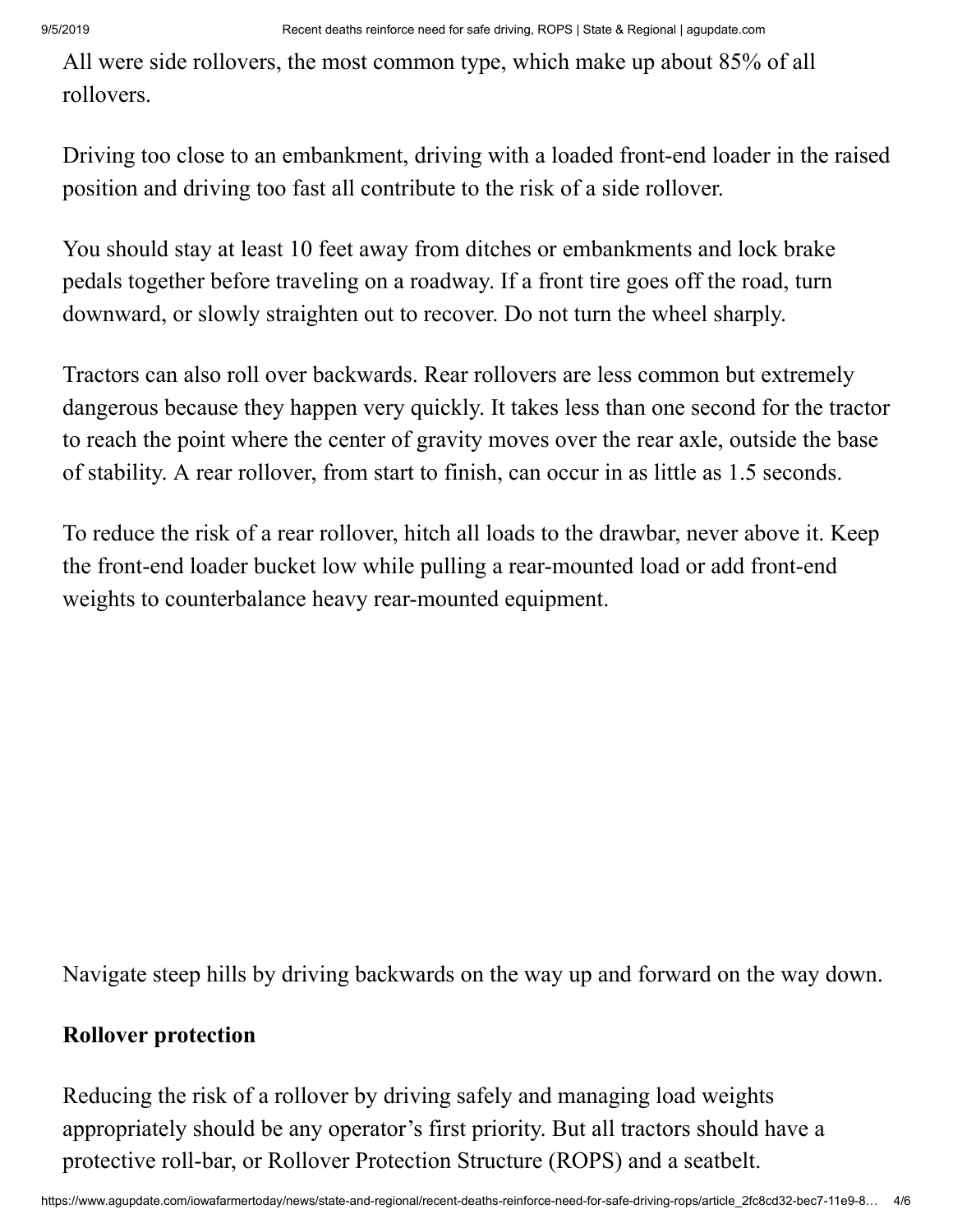All were side rollovers, the most common type, which make up about 85% of all rollovers.

Driving too close to an embankment, driving with a loaded front-end loader in the raised position and driving too fast all contribute to the risk of a side rollover.

You should stay at least 10 feet away from ditches or embankments and lock brake pedals together before traveling on a roadway. If a front tire goes off the road, turn downward, or slowly straighten out to recover. Do not turn the wheel sharply.

Tractors can also roll over backwards. Rear rollovers are less common but extremely dangerous because they happen very quickly. It takes less than one second for the tractor to reach the point where the center of gravity moves over the rear axle, outside the base of stability. A rear rollover, from start to finish, can occur in as little as 1.5 seconds.

To reduce the risk of a rear rollover, hitch all loads to the drawbar, never above it. Keep the front-end loader bucket low while pulling a rear-mounted load or add front-end weights to counterbalance heavy rear-mounted equipment.

Navigate steep hills by driving backwards on the way up and forward on the way down.

**Rollover protection**

Reducing the risk of a rollover by driving safely and managing load weights appropriately should be any operator's first priority. But all tractors should have a protective roll-bar, or Rollover Protection Structure (ROPS) and a seatbelt.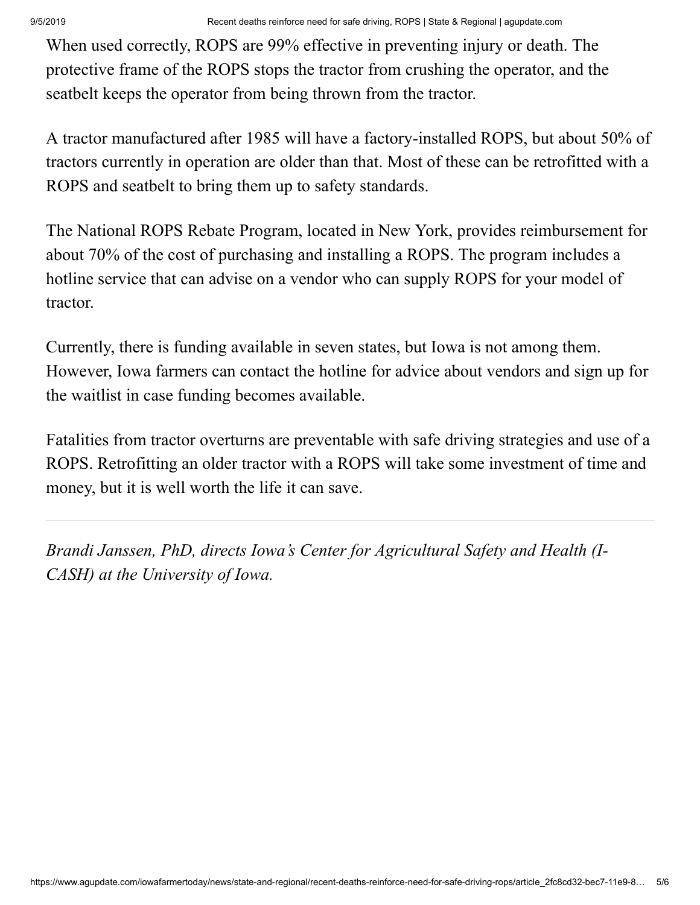When used correctly, ROPS are 99% effective in preventing injury or death. The protective frame of the ROPS stops the tractor from crushing the operator, and the seatbelt keeps the operator from being thrown from the tractor.

A tractor manufactured after 1985 will have a factory-installed ROPS, but about 50% of tractors currently in operation are older than that. Most of these can be retrofitted with a ROPS and seatbelt to bring them up to safety standards.

The National ROPS Rebate Program, located in New York, provides reimbursement for about 70% of the cost of purchasing and installing a ROPS. The program includes a hotline service that can advise on a vendor who can supply ROPS for your model of tractor.

Currently, there is funding available in seven states, but Iowa is not among them. However, Iowa farmers can contact the hotline for advice about vendors and sign up for the waitlist in case funding becomes available.

Fatalities from tractor overturns are preventable with safe driving strategies and use of a ROPS. Retrofitting an older tractor with a ROPS will take some investment of time and money, but it is well worth the life it can save.

---

*Brandi Janssen, PhD, directs Iowa's Center for Agricultural Safety and Health (I-CASH) at the University of Iowa.*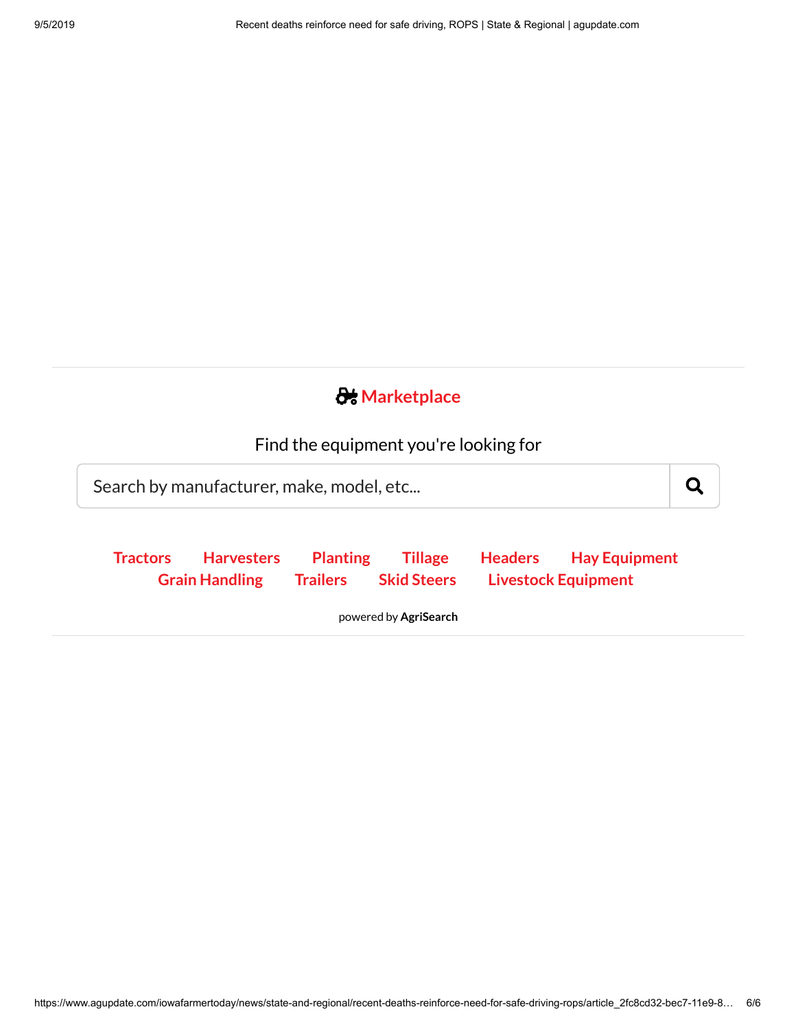## Marketplace

Find the equipment you're looking for

Search by manufacturer, make, model, etc...

Tractors Harvesters Planting Tillage Headers Hay Equipment Grain Handling Trailers Skid Steers Livestock Equipment

powered by **AgriSearch**